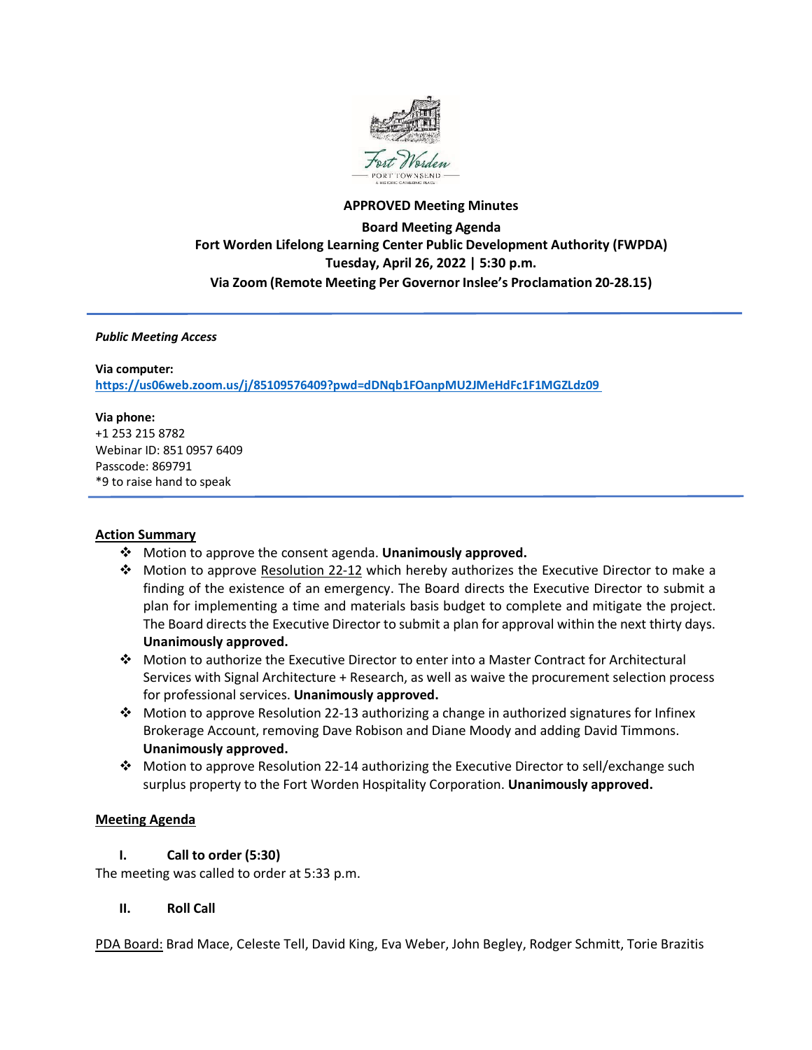**APPROVED Meeting Minutes**

**Board Meeting Agenda**
**Fort Worden Lifelong Learning Center Public Development Authority (FWPDA)**
**Tuesday, April 26, 2022 | 5:30 p.m.**
**Via Zoom (Remote Meeting Per Governor Inslee's Proclamation 20-28.15)**

---

***Public Meeting Access***

**Via computer:**
**https://us06web.zoom.us/j/85109576409?pwd=dDNqb1FOanpMU2JMeHdFc1F1MGZLdz09**

**Via phone:**
+1 253 215 8782
Webinar ID: 851 0957 6409
Passcode: 869791
*9 to raise hand to speak

---

**Action Summary**

- Motion to approve the consent agenda. **Unanimously approved.**
- Motion to approve Resolution 22-12 which hereby authorizes the Executive Director to make a finding of the existence of an emergency. The Board directs the Executive Director to submit a plan for implementing a time and materials basis budget to complete and mitigate the project. The Board directs the Executive Director to submit a plan for approval within the next thirty days. **Unanimously approved.**
- Motion to authorize the Executive Director to enter into a Master Contract for Architectural Services with Signal Architecture + Research, as well as waive the procurement selection process for professional services. **Unanimously approved.**
- Motion to approve Resolution 22-13 authorizing a change in authorized signatures for Infinex Brokerage Account, removing Dave Robison and Diane Moody and adding David Timmons. **Unanimously approved.**
- Motion to approve Resolution 22-14 authorizing the Executive Director to sell/exchange such surplus property to the Fort Worden Hospitality Corporation. **Unanimously approved.**

**Meeting Agenda**

**I. Call to order (5:30)**

The meeting was called to order at 5:33 p.m.

**II. Roll Call**

PDA Board: Brad Mace, Celeste Tell, David King, Eva Weber, John Begley, Rodger Schmitt, Torie Brazitis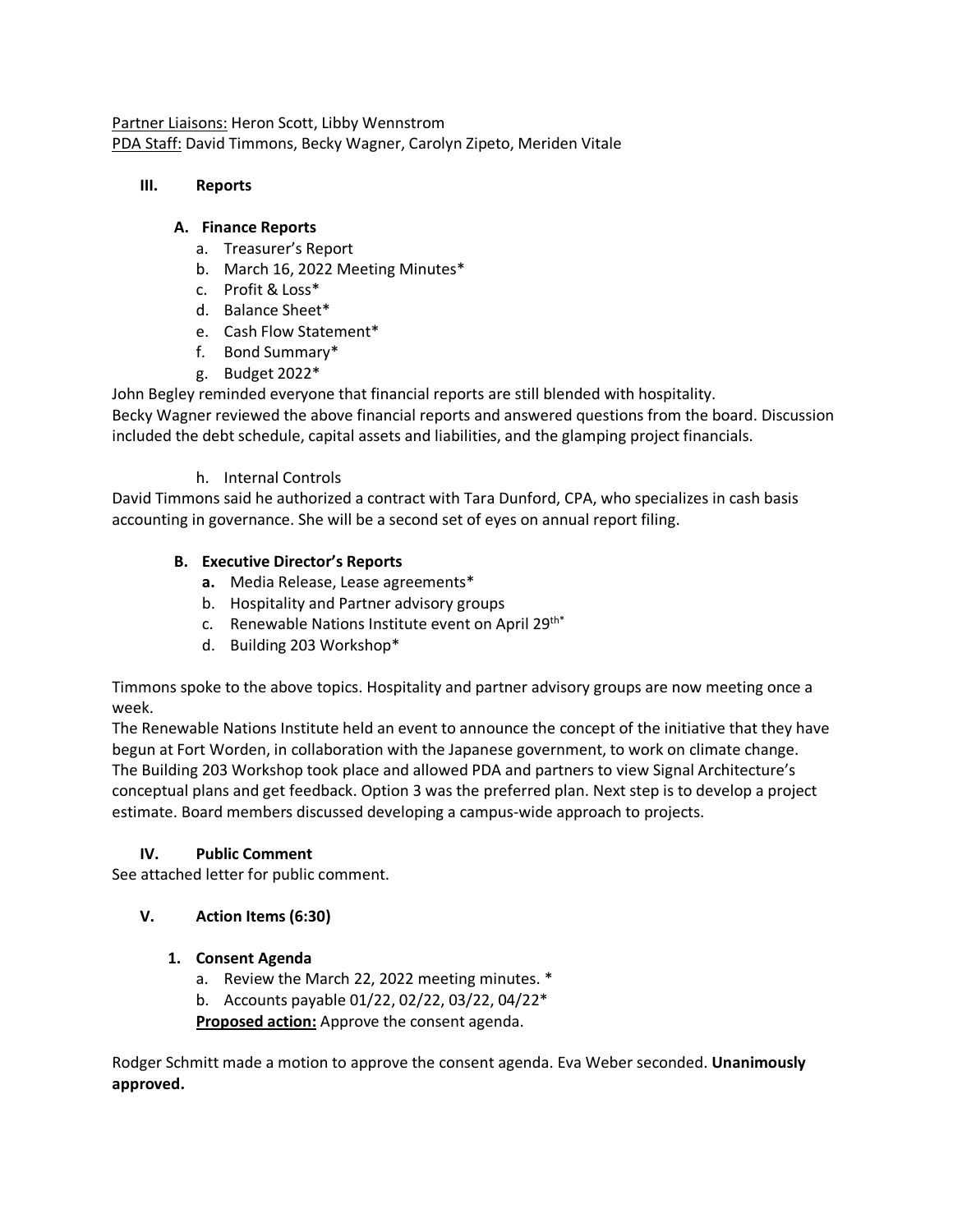Partner Liaisons: Heron Scott, Libby Wennstrom
PDA Staff: David Timmons, Becky Wagner, Carolyn Zipeto, Meriden Vitale

### III. Reports

#### A. Finance Reports

a. Treasurer's Report
b. March 16, 2022 Meeting Minutes*
c. Profit & Loss*
d. Balance Sheet*
e. Cash Flow Statement*
f. Bond Summary*
g. Budget 2022*

John Begley reminded everyone that financial reports are still blended with hospitality.
Becky Wagner reviewed the above financial reports and answered questions from the board. Discussion included the debt schedule, capital assets and liabilities, and the glamping project financials.

h. Internal Controls

David Timmons said he authorized a contract with Tara Dunford, CPA, who specializes in cash basis accounting in governance. She will be a second set of eyes on annual report filing.

#### B. Executive Director's Reports

**a.** Media Release, Lease agreements*
b. Hospitality and Partner advisory groups
c. Renewable Nations Institute event on April 29th*
d. Building 203 Workshop*

Timmons spoke to the above topics. Hospitality and partner advisory groups are now meeting once a week.
The Renewable Nations Institute held an event to announce the concept of the initiative that they have begun at Fort Worden, in collaboration with the Japanese government, to work on climate change.
The Building 203 Workshop took place and allowed PDA and partners to view Signal Architecture's conceptual plans and get feedback. Option 3 was the preferred plan. Next step is to develop a project estimate. Board members discussed developing a campus-wide approach to projects.

### IV. Public Comment

See attached letter for public comment.

### V. Action Items (6:30)

#### 1. Consent Agenda

a. Review the March 22, 2022 meeting minutes. *
b. Accounts payable 01/22, 02/22, 03/22, 04/22*

**Proposed action:** Approve the consent agenda.

Rodger Schmitt made a motion to approve the consent agenda. Eva Weber seconded. **Unanimously approved.**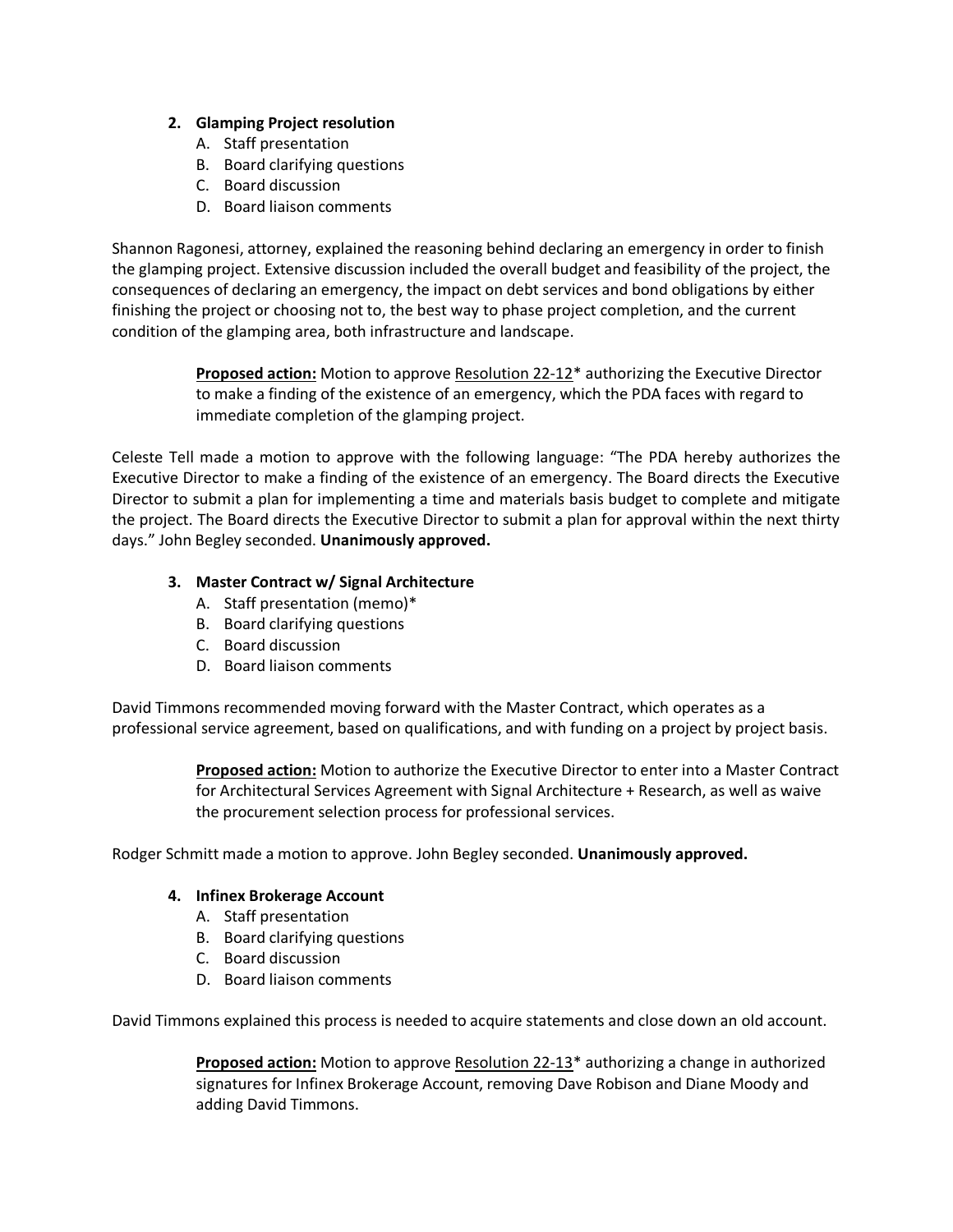**2. Glamping Project resolution**

A. Staff presentation
B. Board clarifying questions
C. Board discussion
D. Board liaison comments

Shannon Ragonesi, attorney, explained the reasoning behind declaring an emergency in order to finish the glamping project. Extensive discussion included the overall budget and feasibility of the project, the consequences of declaring an emergency, the impact on debt services and bond obligations by either finishing the project or choosing not to, the best way to phase project completion, and the current condition of the glamping area, both infrastructure and landscape.

> **Proposed action:** Motion to approve Resolution 22-12* authorizing the Executive Director to make a finding of the existence of an emergency, which the PDA faces with regard to immediate completion of the glamping project.

Celeste Tell made a motion to approve with the following language: "The PDA hereby authorizes the Executive Director to make a finding of the existence of an emergency. The Board directs the Executive Director to submit a plan for implementing a time and materials basis budget to complete and mitigate the project. The Board directs the Executive Director to submit a plan for approval within the next thirty days." John Begley seconded. **Unanimously approved.**

**3. Master Contract w/ Signal Architecture**

A. Staff presentation (memo)*
B. Board clarifying questions
C. Board discussion
D. Board liaison comments

David Timmons recommended moving forward with the Master Contract, which operates as a professional service agreement, based on qualifications, and with funding on a project by project basis.

> **Proposed action:** Motion to authorize the Executive Director to enter into a Master Contract for Architectural Services Agreement with Signal Architecture + Research, as well as waive the procurement selection process for professional services.

Rodger Schmitt made a motion to approve. John Begley seconded. **Unanimously approved.**

**4. Infinex Brokerage Account**

A. Staff presentation
B. Board clarifying questions
C. Board discussion
D. Board liaison comments

David Timmons explained this process is needed to acquire statements and close down an old account.

> **Proposed action:** Motion to approve Resolution 22-13* authorizing a change in authorized signatures for Infinex Brokerage Account, removing Dave Robison and Diane Moody and adding David Timmons.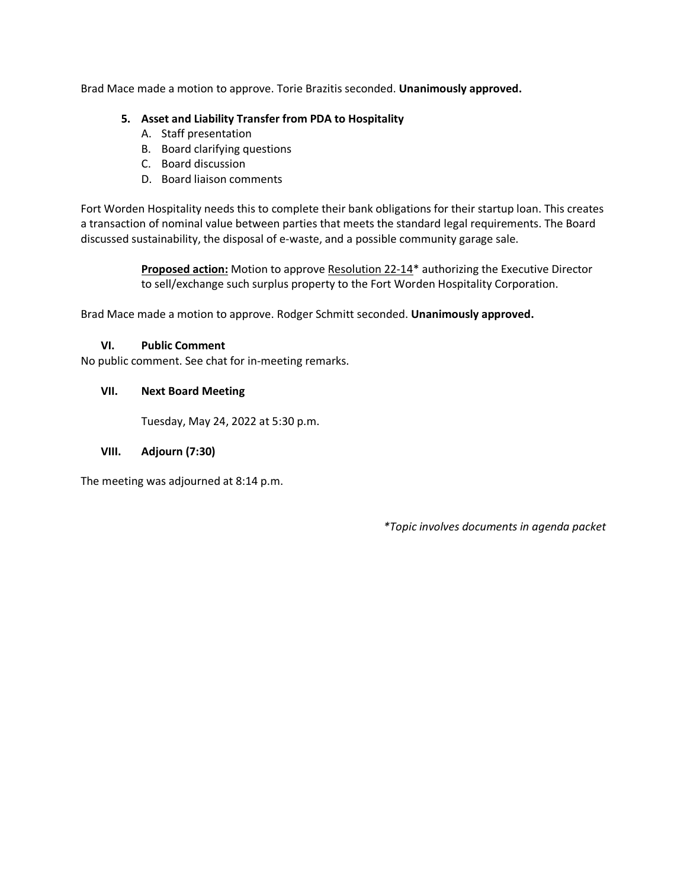Brad Mace made a motion to approve. Torie Brazitis seconded. **Unanimously approved.**

**5. Asset and Liability Transfer from PDA to Hospitality**

A. Staff presentation
B. Board clarifying questions
C. Board discussion
D. Board liaison comments

Fort Worden Hospitality needs this to complete their bank obligations for their startup loan. This creates a transaction of nominal value between parties that meets the standard legal requirements. The Board discussed sustainability, the disposal of e-waste, and a possible community garage sale.

> **Proposed action:** Motion to approve Resolution 22-14* authorizing the Executive Director to sell/exchange such surplus property to the Fort Worden Hospitality Corporation.

Brad Mace made a motion to approve. Rodger Schmitt seconded. **Unanimously approved.**

### VI. Public Comment

No public comment. See chat for in-meeting remarks.

### VII. Next Board Meeting

Tuesday, May 24, 2022 at 5:30 p.m.

### VIII. Adjourn (7:30)

The meeting was adjourned at 8:14 p.m.

*\*Topic involves documents in agenda packet*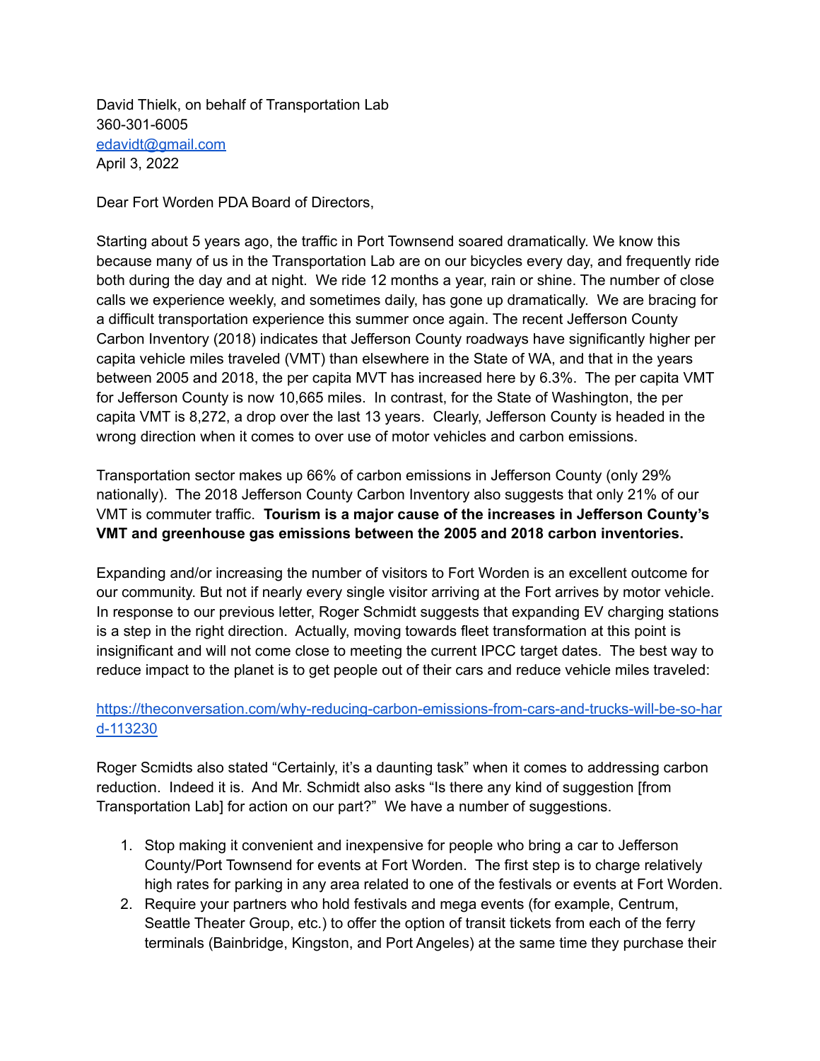David Thielk, on behalf of Transportation Lab
360-301-6005
[edavidt@gmail.com](mailto:edavidt@gmail.com)
April 3, 2022

Dear Fort Worden PDA Board of Directors,

Starting about 5 years ago, the traffic in Port Townsend soared dramatically. We know this because many of us in the Transportation Lab are on our bicycles every day, and frequently ride both during the day and at night. We ride 12 months a year, rain or shine. The number of close calls we experience weekly, and sometimes daily, has gone up dramatically. We are bracing for a difficult transportation experience this summer once again. The recent Jefferson County Carbon Inventory (2018) indicates that Jefferson County roadways have significantly higher per capita vehicle miles traveled (VMT) than elsewhere in the State of WA, and that in the years between 2005 and 2018, the per capita MVT has increased here by 6.3%. The per capita VMT for Jefferson County is now 10,665 miles. In contrast, for the State of Washington, the per capita VMT is 8,272, a drop over the last 13 years. Clearly, Jefferson County is headed in the wrong direction when it comes to over use of motor vehicles and carbon emissions.

Transportation sector makes up 66% of carbon emissions in Jefferson County (only 29% nationally). The 2018 Jefferson County Carbon Inventory also suggests that only 21% of our VMT is commuter traffic. **Tourism is a major cause of the increases in Jefferson County's VMT and greenhouse gas emissions between the 2005 and 2018 carbon inventories.**

Expanding and/or increasing the number of visitors to Fort Worden is an excellent outcome for our community. But not if nearly every single visitor arriving at the Fort arrives by motor vehicle. In response to our previous letter, Roger Schmidt suggests that expanding EV charging stations is a step in the right direction. Actually, moving towards fleet transformation at this point is insignificant and will not come close to meeting the current IPCC target dates. The best way to reduce impact to the planet is to get people out of their cars and reduce vehicle miles traveled:

[https://theconversation.com/why-reducing-carbon-emissions-from-cars-and-trucks-will-be-so-hard-113230](https://theconversation.com/why-reducing-carbon-emissions-from-cars-and-trucks-will-be-so-hard-113230)

Roger Scmidts also stated "Certainly, it's a daunting task" when it comes to addressing carbon reduction. Indeed it is. And Mr. Schmidt also asks "Is there any kind of suggestion [from Transportation Lab] for action on our part?" We have a number of suggestions.

1. Stop making it convenient and inexpensive for people who bring a car to Jefferson County/Port Townsend for events at Fort Worden. The first step is to charge relatively high rates for parking in any area related to one of the festivals or events at Fort Worden.
2. Require your partners who hold festivals and mega events (for example, Centrum, Seattle Theater Group, etc.) to offer the option of transit tickets from each of the ferry terminals (Bainbridge, Kingston, and Port Angeles) at the same time they purchase their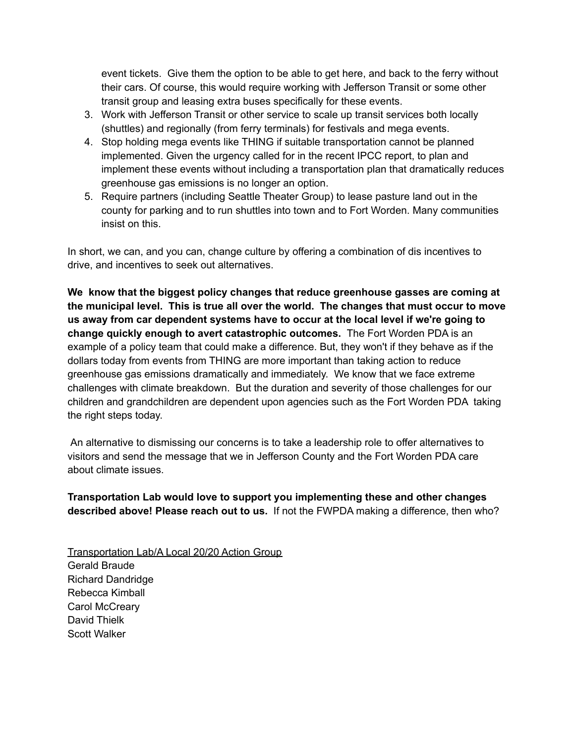event tickets. Give them the option to be able to get here, and back to the ferry without their cars. Of course, this would require working with Jefferson Transit or some other transit group and leasing extra buses specifically for these events.

3. Work with Jefferson Transit or other service to scale up transit services both locally (shuttles) and regionally (from ferry terminals) for festivals and mega events.
4. Stop holding mega events like THING if suitable transportation cannot be planned implemented. Given the urgency called for in the recent IPCC report, to plan and implement these events without including a transportation plan that dramatically reduces greenhouse gas emissions is no longer an option.
5. Require partners (including Seattle Theater Group) to lease pasture land out in the county for parking and to run shuttles into town and to Fort Worden. Many communities insist on this.

In short, we can, and you can, change culture by offering a combination of dis incentives to drive, and incentives to seek out alternatives.

**We know that the biggest policy changes that reduce greenhouse gasses are coming at the municipal level. This is true all over the world. The changes that must occur to move us away from car dependent systems have to occur at the local level if we're going to change quickly enough to avert catastrophic outcomes.** The Fort Worden PDA is an example of a policy team that could make a difference. But, they won't if they behave as if the dollars today from events from THING are more important than taking action to reduce greenhouse gas emissions dramatically and immediately. We know that we face extreme challenges with climate breakdown. But the duration and severity of those challenges for our children and grandchildren are dependent upon agencies such as the Fort Worden PDA taking the right steps today.

An alternative to dismissing our concerns is to take a leadership role to offer alternatives to visitors and send the message that we in Jefferson County and the Fort Worden PDA care about climate issues.

**Transportation Lab would love to support you implementing these and other changes described above! Please reach out to us.** If not the FWPDA making a difference, then who?

<u>Transportation Lab/A Local 20/20 Action Group</u>
Gerald Braude
Richard Dandridge
Rebecca Kimball
Carol McCreary
David Thielk
Scott Walker